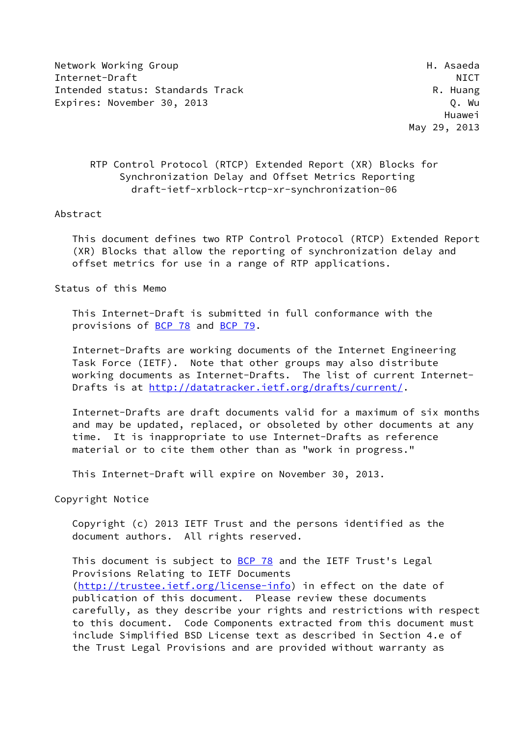Network Working Group H. Asaeda
Internet-Draft NICT
Intended status: Standards Track R. Huang
Expires: November 30, 2013 Q. Wu
Huawei
May 29, 2013

# RTP Control Protocol (RTCP) Extended Report (XR) Blocks for Synchronization Delay and Offset Metrics Reporting
draft-ietf-xrblock-rtcp-xr-synchronization-06

## Abstract

This document defines two RTP Control Protocol (RTCP) Extended Report (XR) Blocks that allow the reporting of synchronization delay and offset metrics for use in a range of RTP applications.

## Status of this Memo

This Internet-Draft is submitted in full conformance with the provisions of BCP 78 and BCP 79.

Internet-Drafts are working documents of the Internet Engineering Task Force (IETF). Note that other groups may also distribute working documents as Internet-Drafts. The list of current Internet-Drafts is at http://datatracker.ietf.org/drafts/current/.

Internet-Drafts are draft documents valid for a maximum of six months and may be updated, replaced, or obsoleted by other documents at any time. It is inappropriate to use Internet-Drafts as reference material or to cite them other than as "work in progress."

This Internet-Draft will expire on November 30, 2013.

## Copyright Notice

Copyright (c) 2013 IETF Trust and the persons identified as the document authors. All rights reserved.

This document is subject to BCP 78 and the IETF Trust's Legal Provisions Relating to IETF Documents (http://trustee.ietf.org/license-info) in effect on the date of publication of this document. Please review these documents carefully, as they describe your rights and restrictions with respect to this document. Code Components extracted from this document must include Simplified BSD License text as described in Section 4.e of the Trust Legal Provisions and are provided without warranty as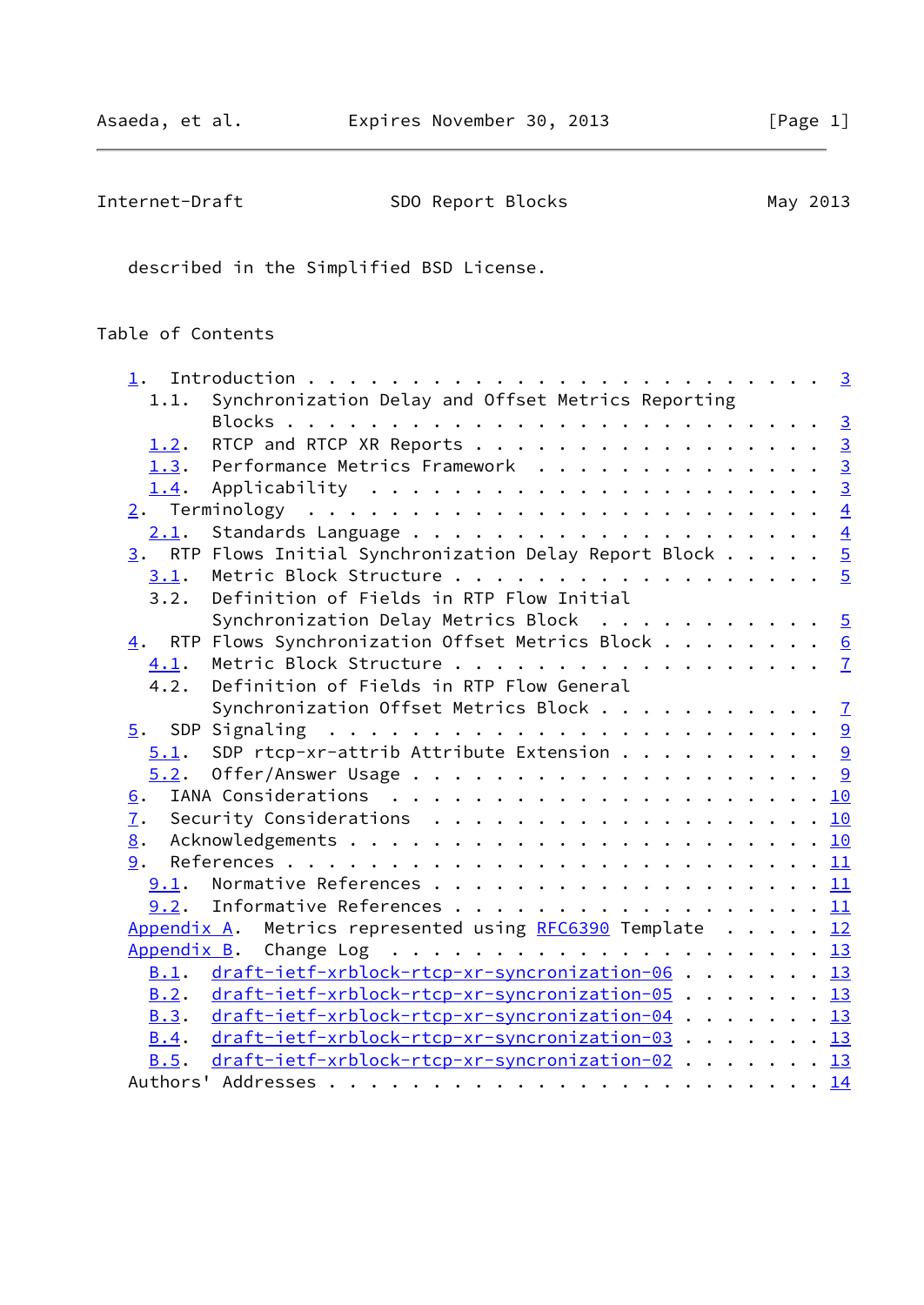described in the Simplified BSD License.

## Table of Contents

```
   1.  Introduction . . . . . . . . . . . . . . . . . . . . . . . .   3
     1.1.  Synchronization Delay and Offset Metrics Reporting
           Blocks . . . . . . . . . . . . . . . . . . . . . . . . .   3
     1.2.  RTCP and RTCP XR Reports . . . . . . . . . . . . . . . .   3
     1.3.  Performance Metrics Framework  . . . . . . . . . . . . .   3
     1.4.  Applicability  . . . . . . . . . . . . . . . . . . . . .   3
   2.  Terminology  . . . . . . . . . . . . . . . . . . . . . . . .   4
     2.1.  Standards Language . . . . . . . . . . . . . . . . . . .   4
   3.  RTP Flows Initial Synchronization Delay Report Block . . . . .   5
     3.1.  Metric Block Structure . . . . . . . . . . . . . . . . .   5
     3.2.  Definition of Fields in RTP Flow Initial
           Synchronization Delay Metrics Block  . . . . . . . . . .   5
   4.  RTP Flows Synchronization Offset Metrics Block . . . . . . .   6
     4.1.  Metric Block Structure . . . . . . . . . . . . . . . . .   7
     4.2.  Definition of Fields in RTP Flow General
           Synchronization Offset Metrics Block . . . . . . . . . .   7
   5.  SDP Signaling  . . . . . . . . . . . . . . . . . . . . . . .   9
     5.1.  SDP rtcp-xr-attrib Attribute Extension . . . . . . . . .   9
     5.2.  Offer/Answer Usage . . . . . . . . . . . . . . . . . . .   9
   6.  IANA Considerations  . . . . . . . . . . . . . . . . . . . .  10
   7.  Security Considerations  . . . . . . . . . . . . . . . . . .  10
   8.  Acknowledgements . . . . . . . . . . . . . . . . . . . . . .  10
   9.  References . . . . . . . . . . . . . . . . . . . . . . . . .  11
     9.1.  Normative References . . . . . . . . . . . . . . . . . .  11
     9.2.  Informative References . . . . . . . . . . . . . . . . .  11
   Appendix A.  Metrics represented using RFC6390 Template  . . . . .  12
   Appendix B.  Change Log  . . . . . . . . . . . . . . . . . . . .  13
     B.1.  draft-ietf-xrblock-rtcp-xr-syncronization-06 . . . . . . .  13
     B.2.  draft-ietf-xrblock-rtcp-xr-syncronization-05 . . . . . . .  13
     B.3.  draft-ietf-xrblock-rtcp-xr-syncronization-04 . . . . . . .  13
     B.4.  draft-ietf-xrblock-rtcp-xr-syncronization-03 . . . . . . .  13
     B.5.  draft-ietf-xrblock-rtcp-xr-syncronization-02 . . . . . . .  13
   Authors' Addresses . . . . . . . . . . . . . . . . . . . . . . .  14
```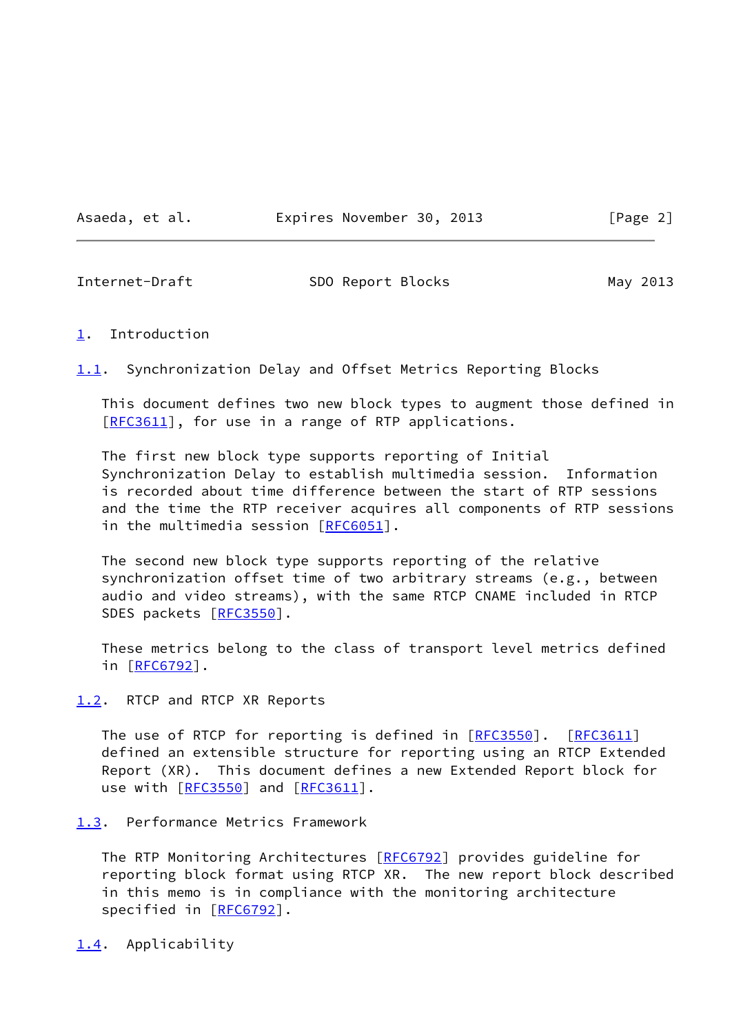# 1. Introduction

## 1.1. Synchronization Delay and Offset Metrics Reporting Blocks

This document defines two new block types to augment those defined in [RFC3611], for use in a range of RTP applications.

The first new block type supports reporting of Initial Synchronization Delay to establish multimedia session. Information is recorded about time difference between the start of RTP sessions and the time the RTP receiver acquires all components of RTP sessions in the multimedia session [RFC6051].

The second new block type supports reporting of the relative synchronization offset time of two arbitrary streams (e.g., between audio and video streams), with the same RTCP CNAME included in RTCP SDES packets [RFC3550].

These metrics belong to the class of transport level metrics defined in [RFC6792].

## 1.2. RTCP and RTCP XR Reports

The use of RTCP for reporting is defined in [RFC3550]. [RFC3611] defined an extensible structure for reporting using an RTCP Extended Report (XR). This document defines a new Extended Report block for use with [RFC3550] and [RFC3611].

## 1.3. Performance Metrics Framework

The RTP Monitoring Architectures [RFC6792] provides guideline for reporting block format using RTCP XR. The new report block described in this memo is in compliance with the monitoring architecture specified in [RFC6792].

## 1.4. Applicability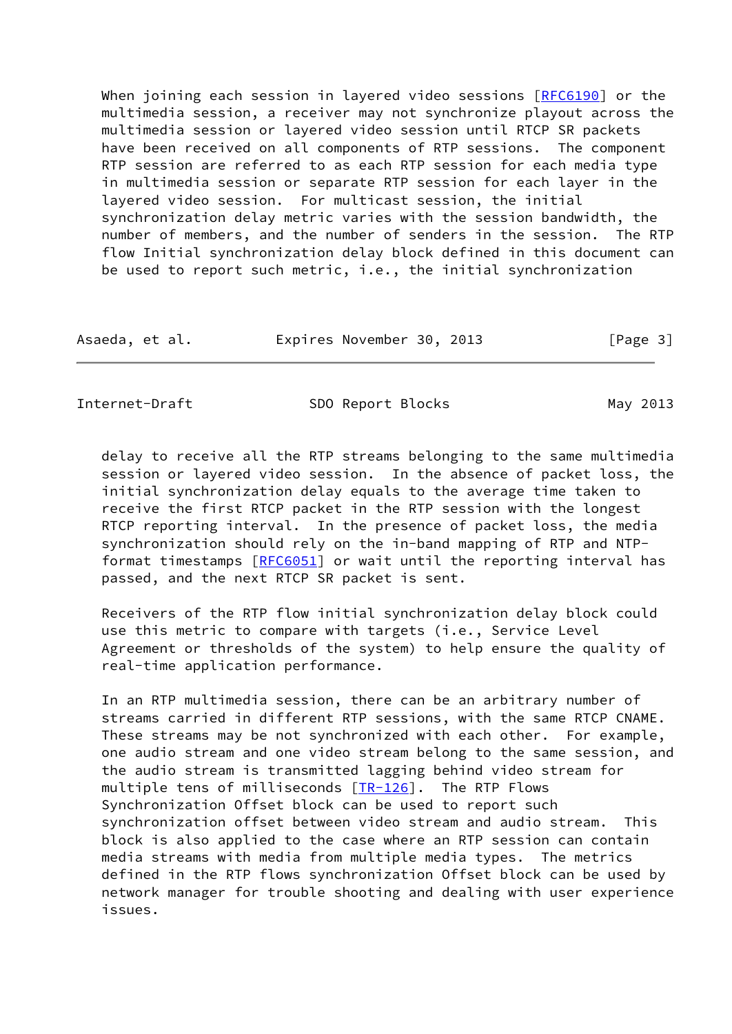When joining each session in layered video sessions [RFC6190] or the multimedia session, a receiver may not synchronize playout across the multimedia session or layered video session until RTCP SR packets have been received on all components of RTP sessions. The component RTP session are referred to as each RTP session for each media type in multimedia session or separate RTP session for each layer in the layered video session. For multicast session, the initial synchronization delay metric varies with the session bandwidth, the number of members, and the number of senders in the session. The RTP flow Initial synchronization delay block defined in this document can be used to report such metric, i.e., the initial synchronization delay to receive all the RTP streams belonging to the same multimedia session or layered video session. In the absence of packet loss, the initial synchronization delay equals to the average time taken to receive the first RTCP packet in the RTP session with the longest RTCP reporting interval. In the presence of packet loss, the media synchronization should rely on the in-band mapping of RTP and NTP-format timestamps [RFC6051] or wait until the reporting interval has passed, and the next RTCP SR packet is sent.

Receivers of the RTP flow initial synchronization delay block could use this metric to compare with targets (i.e., Service Level Agreement or thresholds of the system) to help ensure the quality of real-time application performance.

In an RTP multimedia session, there can be an arbitrary number of streams carried in different RTP sessions, with the same RTCP CNAME. These streams may be not synchronized with each other. For example, one audio stream and one video stream belong to the same session, and the audio stream is transmitted lagging behind video stream for multiple tens of milliseconds [TR-126]. The RTP Flows Synchronization Offset block can be used to report such synchronization offset between video stream and audio stream. This block is also applied to the case where an RTP session can contain media streams with media from multiple media types. The metrics defined in the RTP flows synchronization Offset block can be used by network manager for trouble shooting and dealing with user experience issues.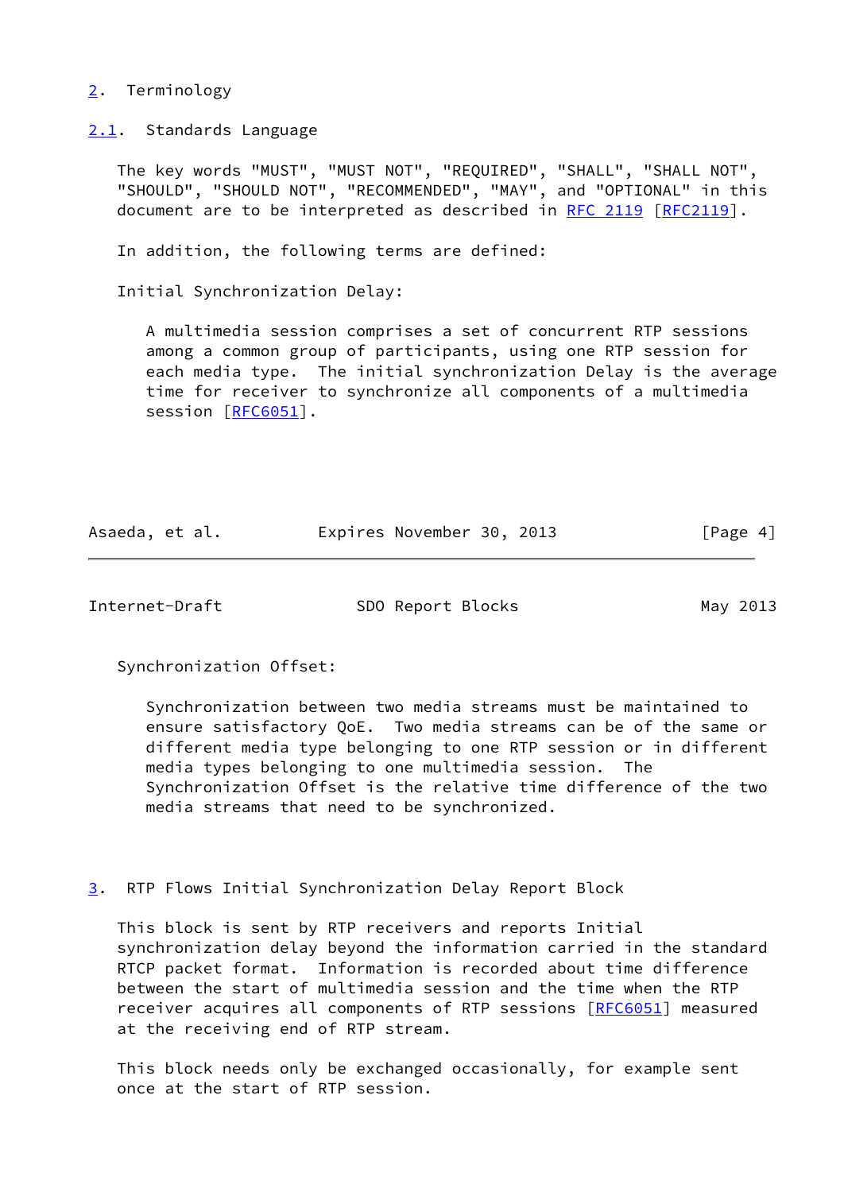## 2. Terminology

### 2.1. Standards Language

The key words "MUST", "MUST NOT", "REQUIRED", "SHALL", "SHALL NOT", "SHOULD", "SHOULD NOT", "RECOMMENDED", "MAY", and "OPTIONAL" in this document are to be interpreted as described in RFC 2119 [RFC2119].

In addition, the following terms are defined:

Initial Synchronization Delay:

> A multimedia session comprises a set of concurrent RTP sessions among a common group of participants, using one RTP session for each media type. The initial synchronization Delay is the average time for receiver to synchronize all components of a multimedia session [RFC6051].

Synchronization Offset:

> Synchronization between two media streams must be maintained to ensure satisfactory QoE. Two media streams can be of the same or different media type belonging to one RTP session or in different media types belonging to one multimedia session. The Synchronization Offset is the relative time difference of the two media streams that need to be synchronized.

## 3. RTP Flows Initial Synchronization Delay Report Block

This block is sent by RTP receivers and reports Initial synchronization delay beyond the information carried in the standard RTCP packet format. Information is recorded about time difference between the start of multimedia session and the time when the RTP receiver acquires all components of RTP sessions [RFC6051] measured at the receiving end of RTP stream.

This block needs only be exchanged occasionally, for example sent once at the start of RTP session.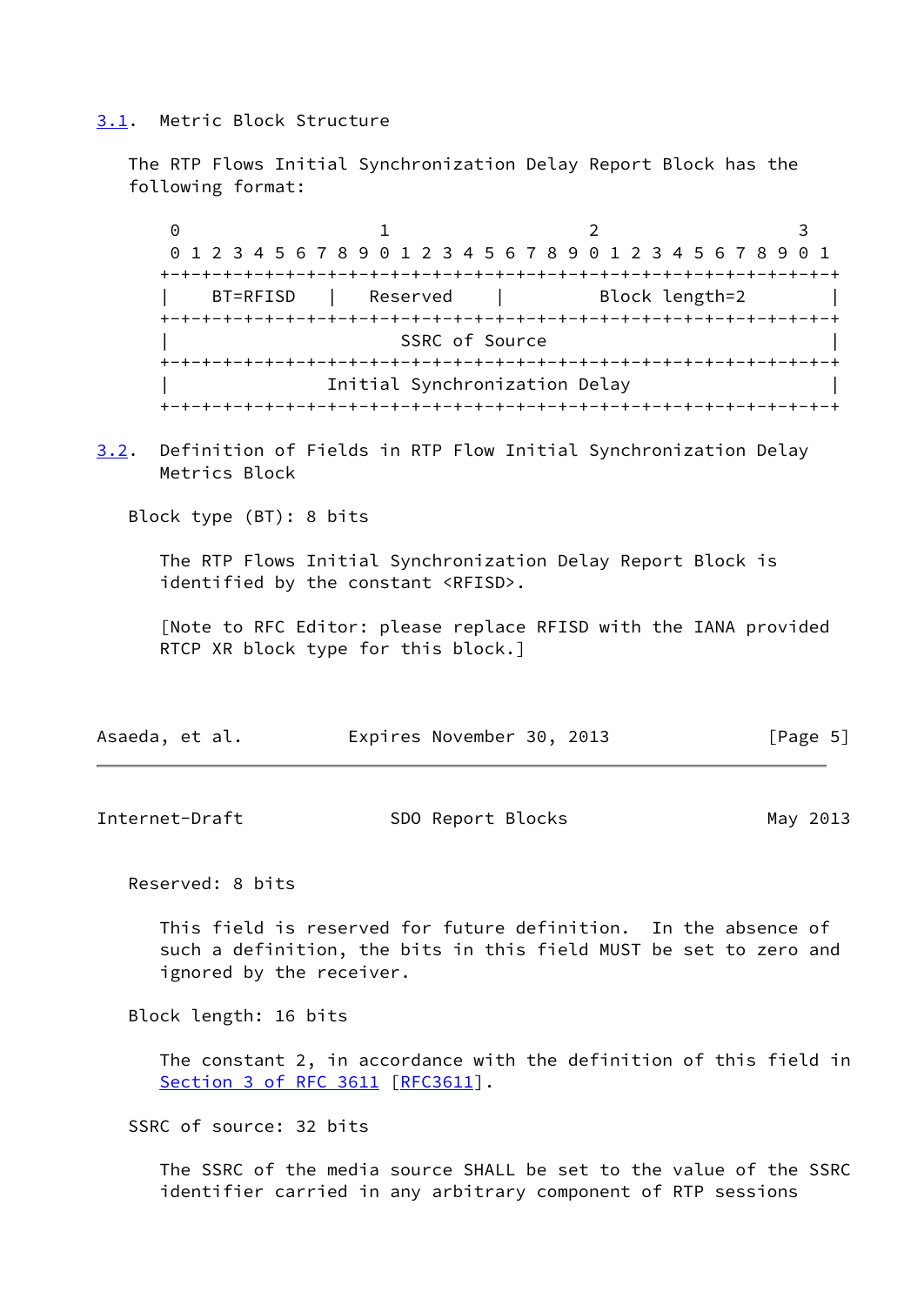### 3.1. Metric Block Structure

The RTP Flows Initial Synchronization Delay Report Block has the following format:

```
 0                   1                   2                   3
 0 1 2 3 4 5 6 7 8 9 0 1 2 3 4 5 6 7 8 9 0 1 2 3 4 5 6 7 8 9 0 1
+-+-+-+-+-+-+-+-+-+-+-+-+-+-+-+-+-+-+-+-+-+-+-+-+-+-+-+-+-+-+-+-+
|    BT=RFISD   |   Reserved    |         Block length=2        |
+-+-+-+-+-+-+-+-+-+-+-+-+-+-+-+-+-+-+-+-+-+-+-+-+-+-+-+-+-+-+-+-+
|                        SSRC of Source                         |
+-+-+-+-+-+-+-+-+-+-+-+-+-+-+-+-+-+-+-+-+-+-+-+-+-+-+-+-+-+-+-+-+
|                 Initial Synchronization Delay                 |
+-+-+-+-+-+-+-+-+-+-+-+-+-+-+-+-+-+-+-+-+-+-+-+-+-+-+-+-+-+-+-+-+
```

### 3.2. Definition of Fields in RTP Flow Initial Synchronization Delay Metrics Block

Block type (BT): 8 bits

The RTP Flows Initial Synchronization Delay Report Block is identified by the constant <RFISD>.

[Note to RFC Editor: please replace RFISD with the IANA provided RTCP XR block type for this block.]

Reserved: 8 bits

This field is reserved for future definition. In the absence of such a definition, the bits in this field MUST be set to zero and ignored by the receiver.

Block length: 16 bits

The constant 2, in accordance with the definition of this field in Section 3 of RFC 3611 [RFC3611].

SSRC of source: 32 bits

The SSRC of the media source SHALL be set to the value of the SSRC identifier carried in any arbitrary component of RTP sessions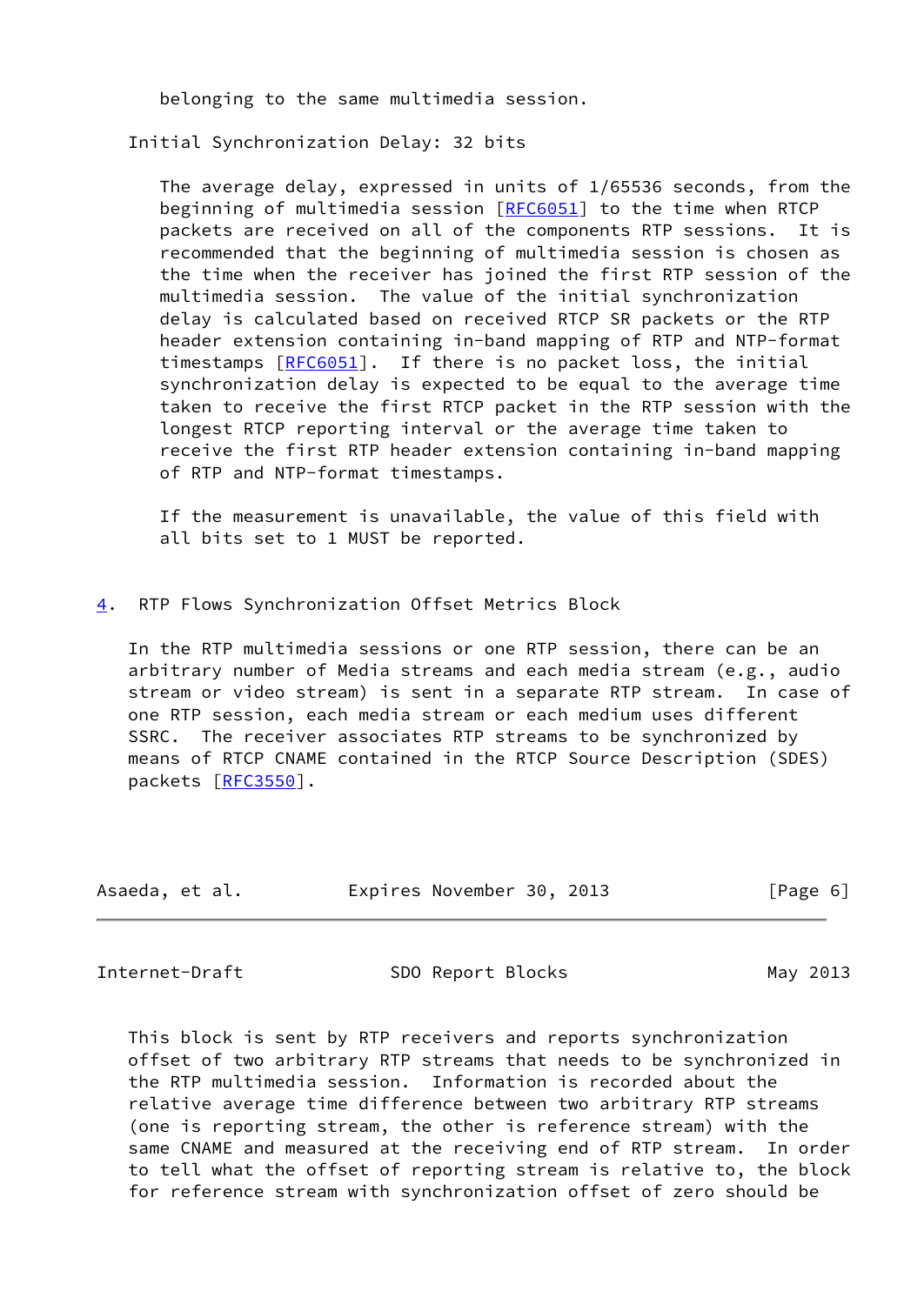belonging to the same multimedia session.

Initial Synchronization Delay: 32 bits

The average delay, expressed in units of 1/65536 seconds, from the beginning of multimedia session [RFC6051] to the time when RTCP packets are received on all of the components RTP sessions. It is recommended that the beginning of multimedia session is chosen as the time when the receiver has joined the first RTP session of the multimedia session. The value of the initial synchronization delay is calculated based on received RTCP SR packets or the RTP header extension containing in-band mapping of RTP and NTP-format timestamps [RFC6051]. If there is no packet loss, the initial synchronization delay is expected to be equal to the average time taken to receive the first RTCP packet in the RTP session with the longest RTCP reporting interval or the average time taken to receive the first RTP header extension containing in-band mapping of RTP and NTP-format timestamps.

If the measurement is unavailable, the value of this field with all bits set to 1 MUST be reported.

## 4. RTP Flows Synchronization Offset Metrics Block

In the RTP multimedia sessions or one RTP session, there can be an arbitrary number of Media streams and each media stream (e.g., audio stream or video stream) is sent in a separate RTP stream. In case of one RTP session, each media stream or each medium uses different SSRC. The receiver associates RTP streams to be synchronized by means of RTCP CNAME contained in the RTCP Source Description (SDES) packets [RFC3550].

This block is sent by RTP receivers and reports synchronization offset of two arbitrary RTP streams that needs to be synchronized in the RTP multimedia session. Information is recorded about the relative average time difference between two arbitrary RTP streams (one is reporting stream, the other is reference stream) with the same CNAME and measured at the receiving end of RTP stream. In order to tell what the offset of reporting stream is relative to, the block for reference stream with synchronization offset of zero should be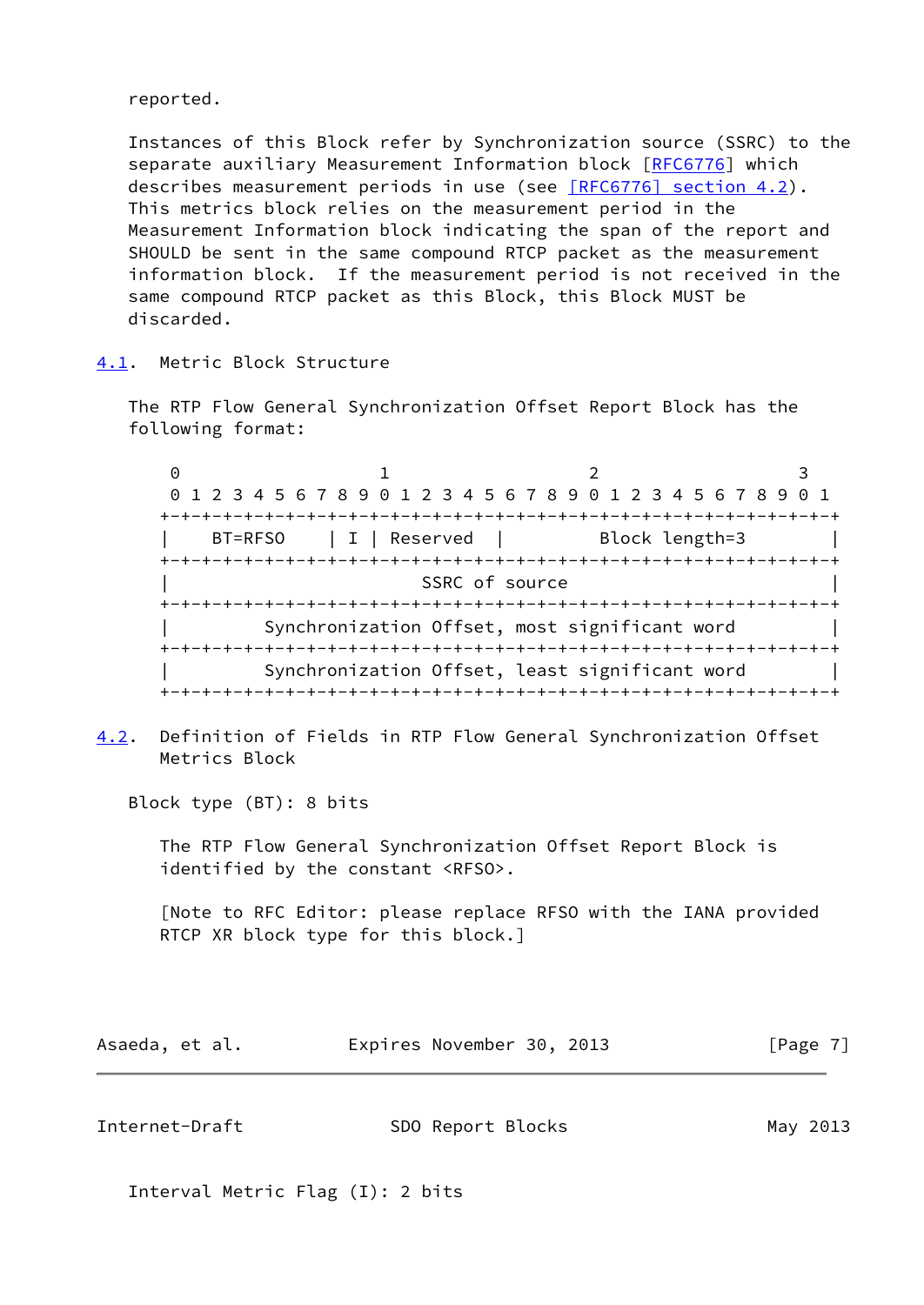reported.

Instances of this Block refer by Synchronization source (SSRC) to the separate auxiliary Measurement Information block [RFC6776] which describes measurement periods in use (see [RFC6776] section 4.2). This metrics block relies on the measurement period in the Measurement Information block indicating the span of the report and SHOULD be sent in the same compound RTCP packet as the measurement information block. If the measurement period is not received in the same compound RTCP packet as this Block, this Block MUST be discarded.

## 4.1. Metric Block Structure

The RTP Flow General Synchronization Offset Report Block has the following format:

```
 0                   1                   2                   3
 0 1 2 3 4 5 6 7 8 9 0 1 2 3 4 5 6 7 8 9 0 1 2 3 4 5 6 7 8 9 0 1
+-+-+-+-+-+-+-+-+-+-+-+-+-+-+-+-+-+-+-+-+-+-+-+-+-+-+-+-+-+-+-+-+
|    BT=RFSO    | I | Reserved  |         Block length=3        |
+-+-+-+-+-+-+-+-+-+-+-+-+-+-+-+-+-+-+-+-+-+-+-+-+-+-+-+-+-+-+-+-+
|                          SSRC of source                       |
+-+-+-+-+-+-+-+-+-+-+-+-+-+-+-+-+-+-+-+-+-+-+-+-+-+-+-+-+-+-+-+-+
|         Synchronization Offset, most significant word         |
+-+-+-+-+-+-+-+-+-+-+-+-+-+-+-+-+-+-+-+-+-+-+-+-+-+-+-+-+-+-+-+-+
|         Synchronization Offset, least significant word        |
+-+-+-+-+-+-+-+-+-+-+-+-+-+-+-+-+-+-+-+-+-+-+-+-+-+-+-+-+-+-+-+-+
```

## 4.2. Definition of Fields in RTP Flow General Synchronization Offset Metrics Block

Block type (BT): 8 bits

The RTP Flow General Synchronization Offset Report Block is identified by the constant <RFSO>.

[Note to RFC Editor: please replace RFSO with the IANA provided RTCP XR block type for this block.]

Interval Metric Flag (I): 2 bits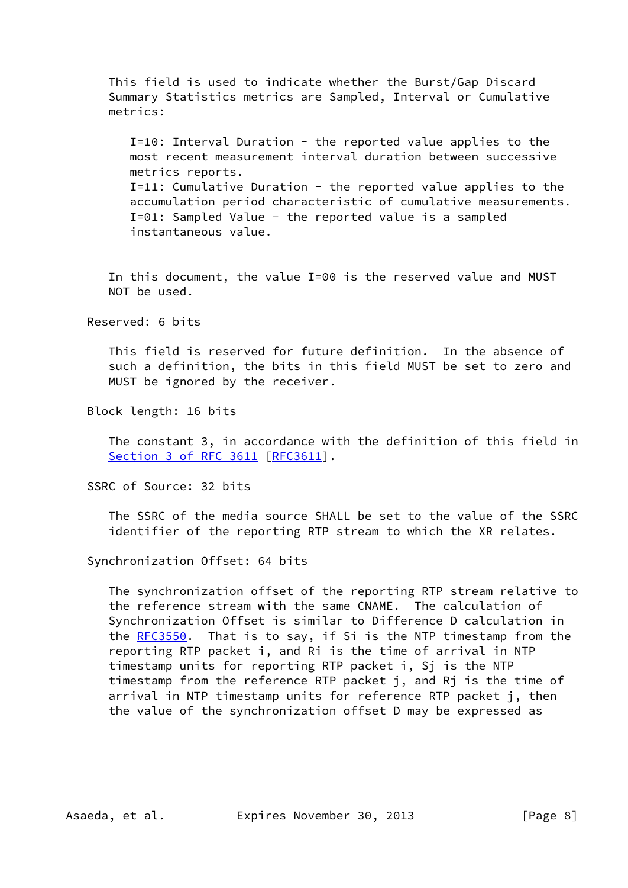This field is used to indicate whether the Burst/Gap Discard Summary Statistics metrics are Sampled, Interval or Cumulative metrics:

I=10: Interval Duration - the reported value applies to the most recent measurement interval duration between successive metrics reports.
I=11: Cumulative Duration - the reported value applies to the accumulation period characteristic of cumulative measurements.
I=01: Sampled Value - the reported value is a sampled instantaneous value.

In this document, the value I=00 is the reserved value and MUST NOT be used.

Reserved: 6 bits

This field is reserved for future definition. In the absence of such a definition, the bits in this field MUST be set to zero and MUST be ignored by the receiver.

Block length: 16 bits

The constant 3, in accordance with the definition of this field in Section 3 of RFC 3611 [RFC3611].

SSRC of Source: 32 bits

The SSRC of the media source SHALL be set to the value of the SSRC identifier of the reporting RTP stream to which the XR relates.

Synchronization Offset: 64 bits

The synchronization offset of the reporting RTP stream relative to the reference stream with the same CNAME. The calculation of Synchronization Offset is similar to Difference D calculation in the RFC3550. That is to say, if Si is the NTP timestamp from the reporting RTP packet i, and Ri is the time of arrival in NTP timestamp units for reporting RTP packet i, Sj is the NTP timestamp from the reference RTP packet j, and Rj is the time of arrival in NTP timestamp units for reference RTP packet j, then the value of the synchronization offset D may be expressed as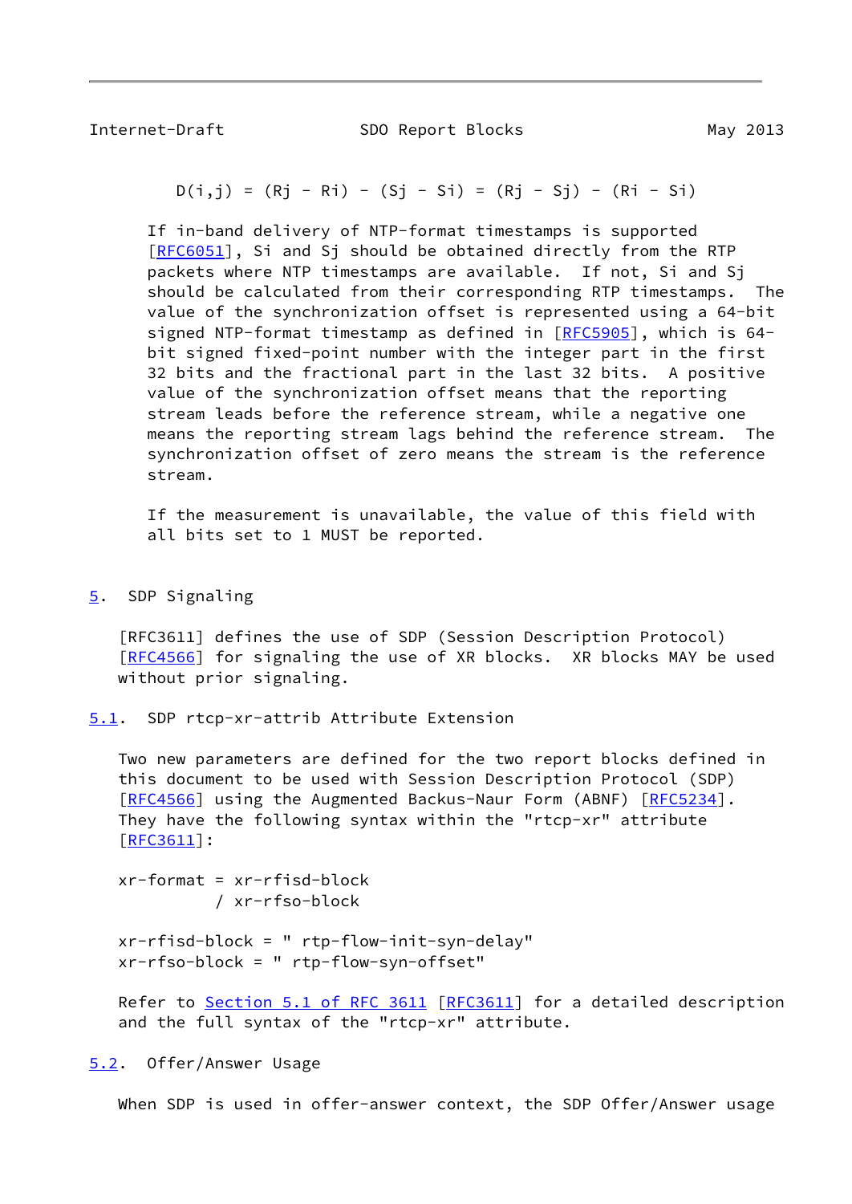$$D(i,j) = (Rj - Ri) - (Sj - Si) = (Rj - Sj) - (Ri - Si)$$

If in-band delivery of NTP-format timestamps is supported [RFC6051], Si and Sj should be obtained directly from the RTP packets where NTP timestamps are available. If not, Si and Sj should be calculated from their corresponding RTP timestamps. The value of the synchronization offset is represented using a 64-bit signed NTP-format timestamp as defined in [RFC5905], which is 64-bit signed fixed-point number with the integer part in the first 32 bits and the fractional part in the last 32 bits. A positive value of the synchronization offset means that the reporting stream leads before the reference stream, while a negative one means the reporting stream lags behind the reference stream. The synchronization offset of zero means the stream is the reference stream.

If the measurement is unavailable, the value of this field with all bits set to 1 MUST be reported.

## 5. SDP Signaling

[RFC3611] defines the use of SDP (Session Description Protocol) [RFC4566] for signaling the use of XR blocks. XR blocks MAY be used without prior signaling.

### 5.1. SDP rtcp-xr-attrib Attribute Extension

Two new parameters are defined for the two report blocks defined in this document to be used with Session Description Protocol (SDP) [RFC4566] using the Augmented Backus-Naur Form (ABNF) [RFC5234]. They have the following syntax within the "rtcp-xr" attribute [RFC3611]:

```
xr-format = xr-rfisd-block
          / xr-rfso-block

xr-rfisd-block = " rtp-flow-init-syn-delay"
xr-rfso-block = " rtp-flow-syn-offset"
```

Refer to Section 5.1 of RFC 3611 [RFC3611] for a detailed description and the full syntax of the "rtcp-xr" attribute.

### 5.2. Offer/Answer Usage

When SDP is used in offer-answer context, the SDP Offer/Answer usage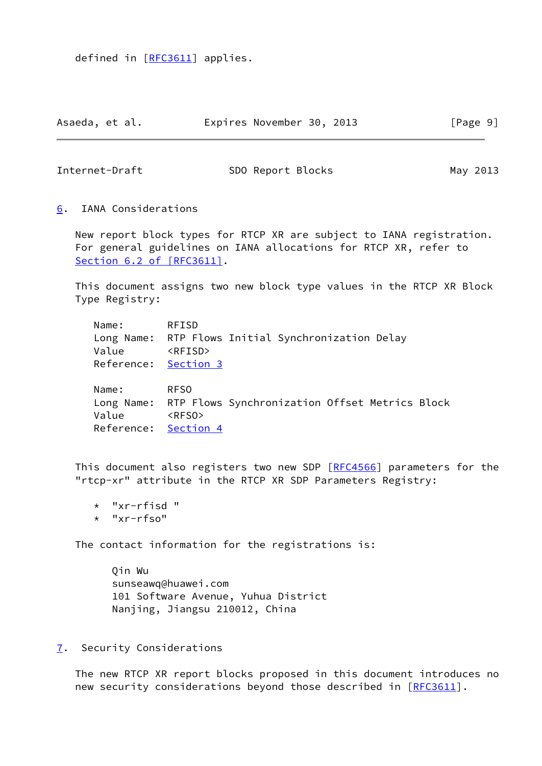defined in [RFC3611] applies.

## 6. IANA Considerations

New report block types for RTCP XR are subject to IANA registration. For general guidelines on IANA allocations for RTCP XR, refer to Section 6.2 of [RFC3611].

This document assigns two new block type values in the RTCP XR Block Type Registry:

```
Name:       RFISD
Long Name:  RTP Flows Initial Synchronization Delay
Value       <RFISD>
Reference:  Section 3

Name:       RFSO
Long Name:  RTP Flows Synchronization Offset Metrics Block
Value       <RFSO>
Reference:  Section 4
```

This document also registers two new SDP [RFC4566] parameters for the "rtcp-xr" attribute in the RTCP XR SDP Parameters Registry:

* "xr-rfisd "
* "xr-rfso"

The contact information for the registrations is:

Qin Wu
sunseawq@huawei.com
101 Software Avenue, Yuhua District
Nanjing, Jiangsu 210012, China

## 7. Security Considerations

The new RTCP XR report blocks proposed in this document introduces no new security considerations beyond those described in [RFC3611].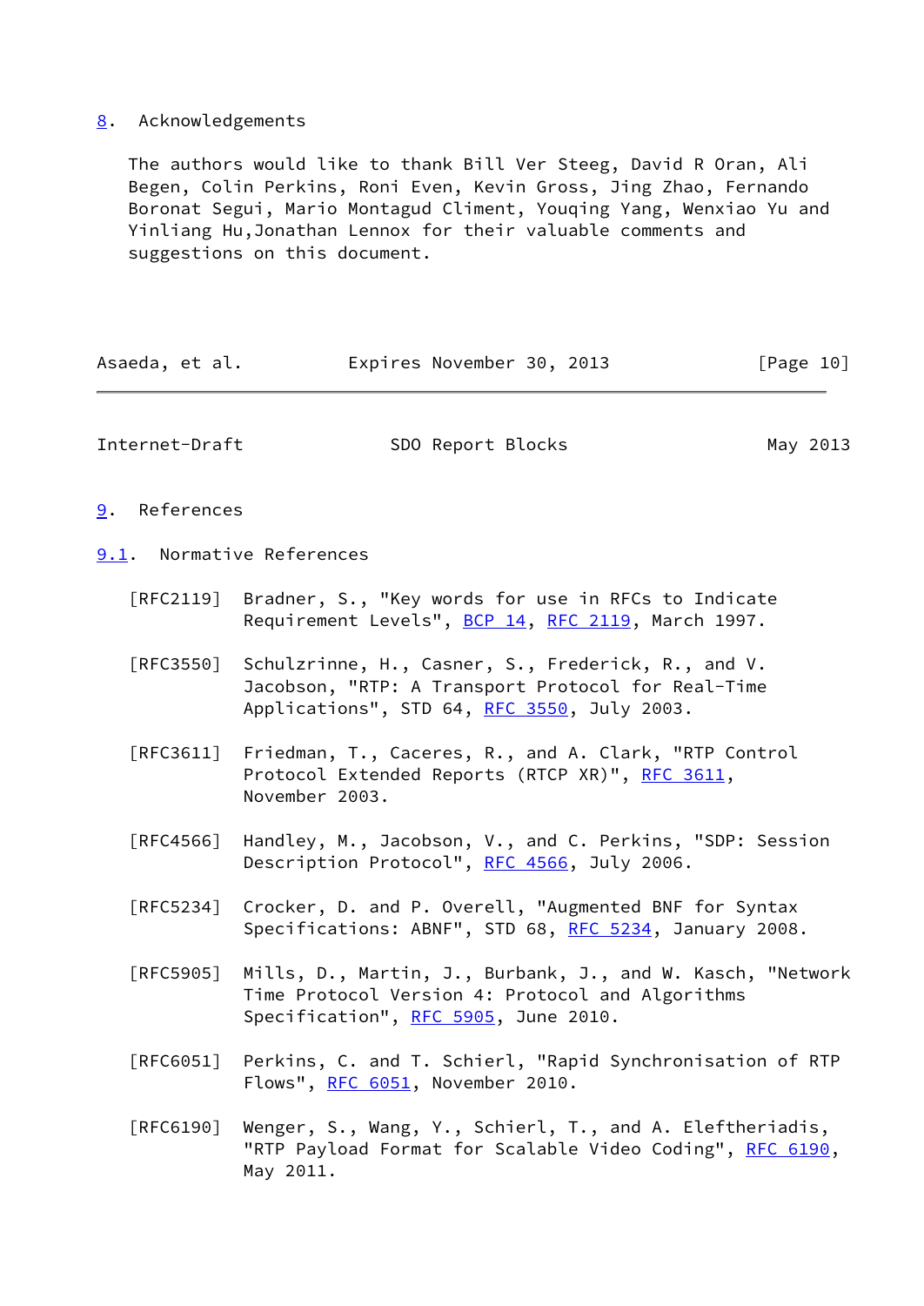## 8. Acknowledgements

The authors would like to thank Bill Ver Steeg, David R Oran, Ali Begen, Colin Perkins, Roni Even, Kevin Gross, Jing Zhao, Fernando Boronat Segui, Mario Montagud Climent, Youqing Yang, Wenxiao Yu and Yinliang Hu,Jonathan Lennox for their valuable comments and suggestions on this document.

## 9. References

### 9.1. Normative References

[RFC2119] Bradner, S., "Key words for use in RFCs to Indicate Requirement Levels", BCP 14, RFC 2119, March 1997.

[RFC3550] Schulzrinne, H., Casner, S., Frederick, R., and V. Jacobson, "RTP: A Transport Protocol for Real-Time Applications", STD 64, RFC 3550, July 2003.

[RFC3611] Friedman, T., Caceres, R., and A. Clark, "RTP Control Protocol Extended Reports (RTCP XR)", RFC 3611, November 2003.

[RFC4566] Handley, M., Jacobson, V., and C. Perkins, "SDP: Session Description Protocol", RFC 4566, July 2006.

[RFC5234] Crocker, D. and P. Overell, "Augmented BNF for Syntax Specifications: ABNF", STD 68, RFC 5234, January 2008.

[RFC5905] Mills, D., Martin, J., Burbank, J., and W. Kasch, "Network Time Protocol Version 4: Protocol and Algorithms Specification", RFC 5905, June 2010.

[RFC6051] Perkins, C. and T. Schierl, "Rapid Synchronisation of RTP Flows", RFC 6051, November 2010.

[RFC6190] Wenger, S., Wang, Y., Schierl, T., and A. Eleftheriadis, "RTP Payload Format for Scalable Video Coding", RFC 6190, May 2011.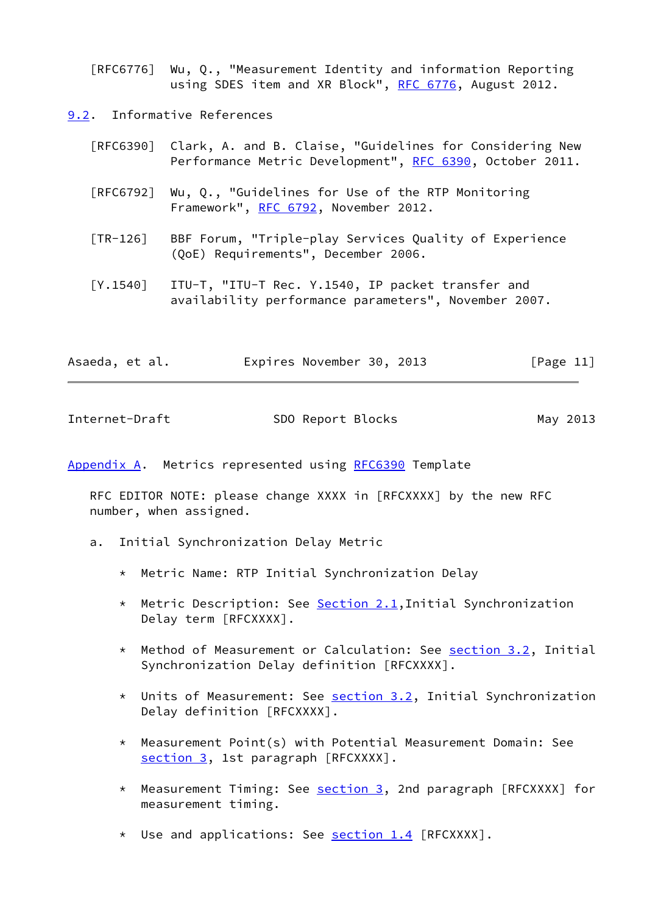[RFC6776] Wu, Q., "Measurement Identity and information Reporting using SDES item and XR Block", RFC 6776, August 2012.

### 9.2. Informative References

[RFC6390] Clark, A. and B. Claise, "Guidelines for Considering New Performance Metric Development", RFC 6390, October 2011.

[RFC6792] Wu, Q., "Guidelines for Use of the RTP Monitoring Framework", RFC 6792, November 2012.

[TR-126] BBF Forum, "Triple-play Services Quality of Experience (QoE) Requirements", December 2006.

[Y.1540] ITU-T, "ITU-T Rec. Y.1540, IP packet transfer and availability performance parameters", November 2007.

## Appendix A. Metrics represented using RFC6390 Template

RFC EDITOR NOTE: please change XXXX in [RFCXXXX] by the new RFC number, when assigned.

a. Initial Synchronization Delay Metric

* Metric Name: RTP Initial Synchronization Delay

* Metric Description: See Section 2.1,Initial Synchronization Delay term [RFCXXXX].

* Method of Measurement or Calculation: See section 3.2, Initial Synchronization Delay definition [RFCXXXX].

* Units of Measurement: See section 3.2, Initial Synchronization Delay definition [RFCXXXX].

* Measurement Point(s) with Potential Measurement Domain: See section 3, 1st paragraph [RFCXXXX].

* Measurement Timing: See section 3, 2nd paragraph [RFCXXXX] for measurement timing.

* Use and applications: See section 1.4 [RFCXXXX].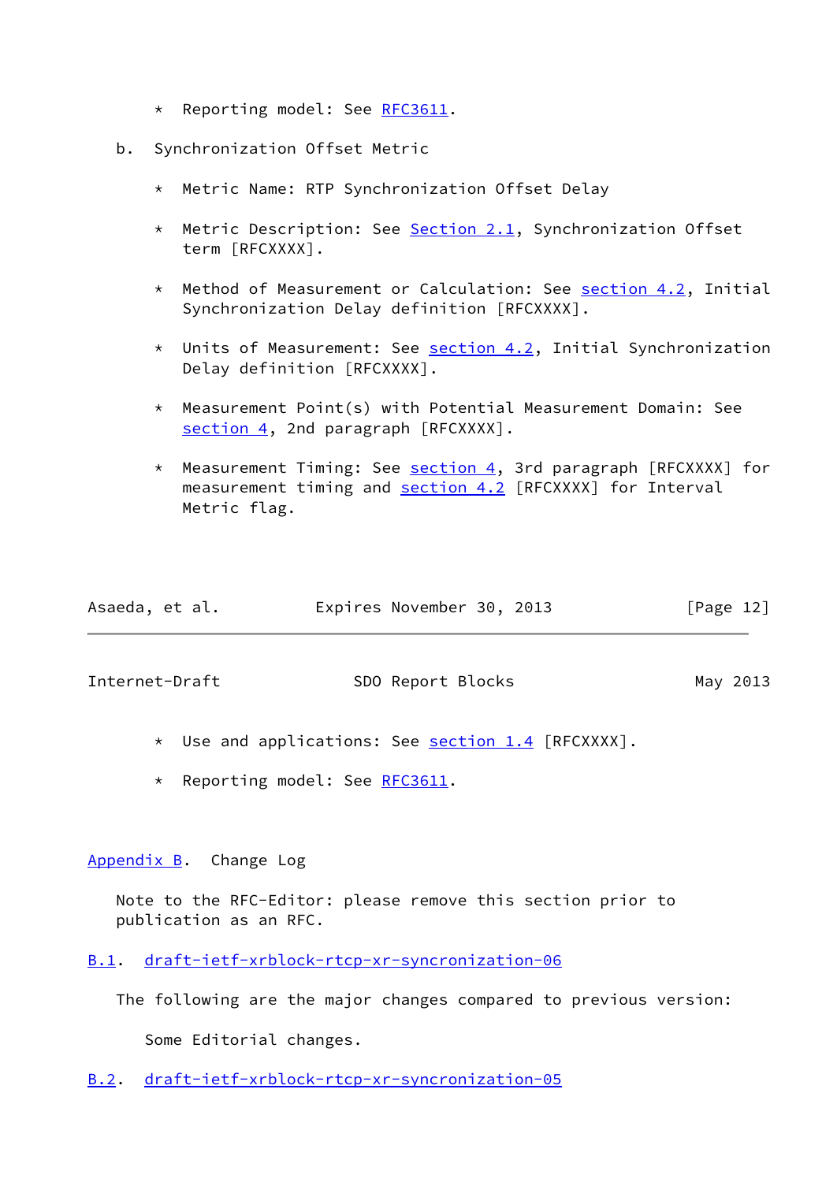* Reporting model: See RFC3611.

b. Synchronization Offset Metric

   * Metric Name: RTP Synchronization Offset Delay

   * Metric Description: See Section 2.1, Synchronization Offset term [RFCXXXX].

   * Method of Measurement or Calculation: See section 4.2, Initial Synchronization Delay definition [RFCXXXX].

   * Units of Measurement: See section 4.2, Initial Synchronization Delay definition [RFCXXXX].

   * Measurement Point(s) with Potential Measurement Domain: See section 4, 2nd paragraph [RFCXXXX].

   * Measurement Timing: See section 4, 3rd paragraph [RFCXXXX] for measurement timing and section 4.2 [RFCXXXX] for Interval Metric flag.

   * Use and applications: See section 1.4 [RFCXXXX].

   * Reporting model: See RFC3611.

# Appendix B. Change Log

Note to the RFC-Editor: please remove this section prior to publication as an RFC.

## B.1. draft-ietf-xrblock-rtcp-xr-syncronization-06

The following are the major changes compared to previous version:

Some Editorial changes.

## B.2. draft-ietf-xrblock-rtcp-xr-syncronization-05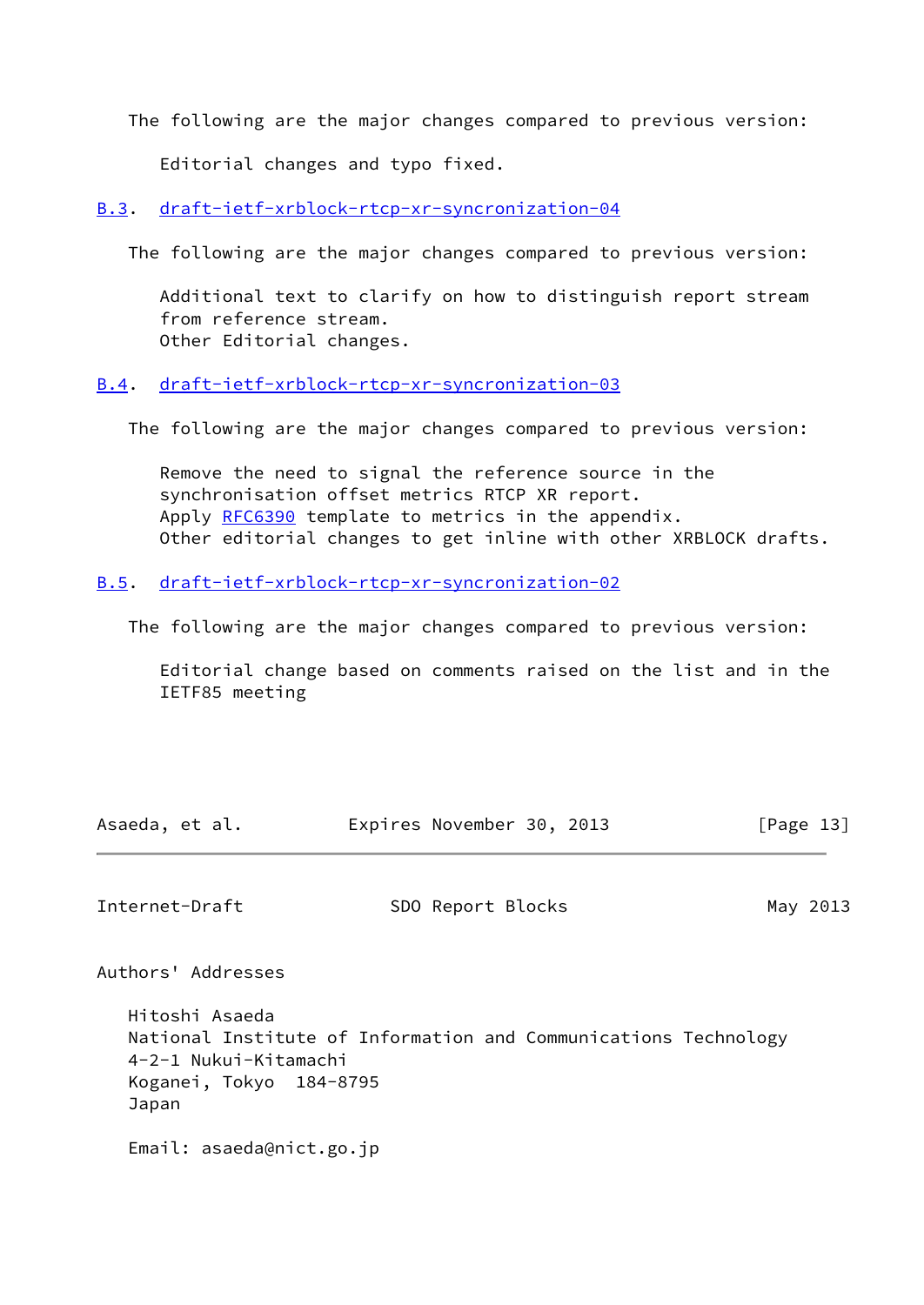The following are the major changes compared to previous version:

Editorial changes and typo fixed.

### B.3. draft-ietf-xrblock-rtcp-xr-syncronization-04

The following are the major changes compared to previous version:

Additional text to clarify on how to distinguish report stream from reference stream.
Other Editorial changes.

### B.4. draft-ietf-xrblock-rtcp-xr-syncronization-03

The following are the major changes compared to previous version:

Remove the need to signal the reference source in the synchronisation offset metrics RTCP XR report.
Apply RFC6390 template to metrics in the appendix.
Other editorial changes to get inline with other XRBLOCK drafts.

### B.5. draft-ietf-xrblock-rtcp-xr-syncronization-02

The following are the major changes compared to previous version:

Editorial change based on comments raised on the list and in the IETF85 meeting

## Authors' Addresses

Hitoshi Asaeda
National Institute of Information and Communications Technology
4-2-1 Nukui-Kitamachi
Koganei, Tokyo  184-8795
Japan

Email: asaeda@nict.go.jp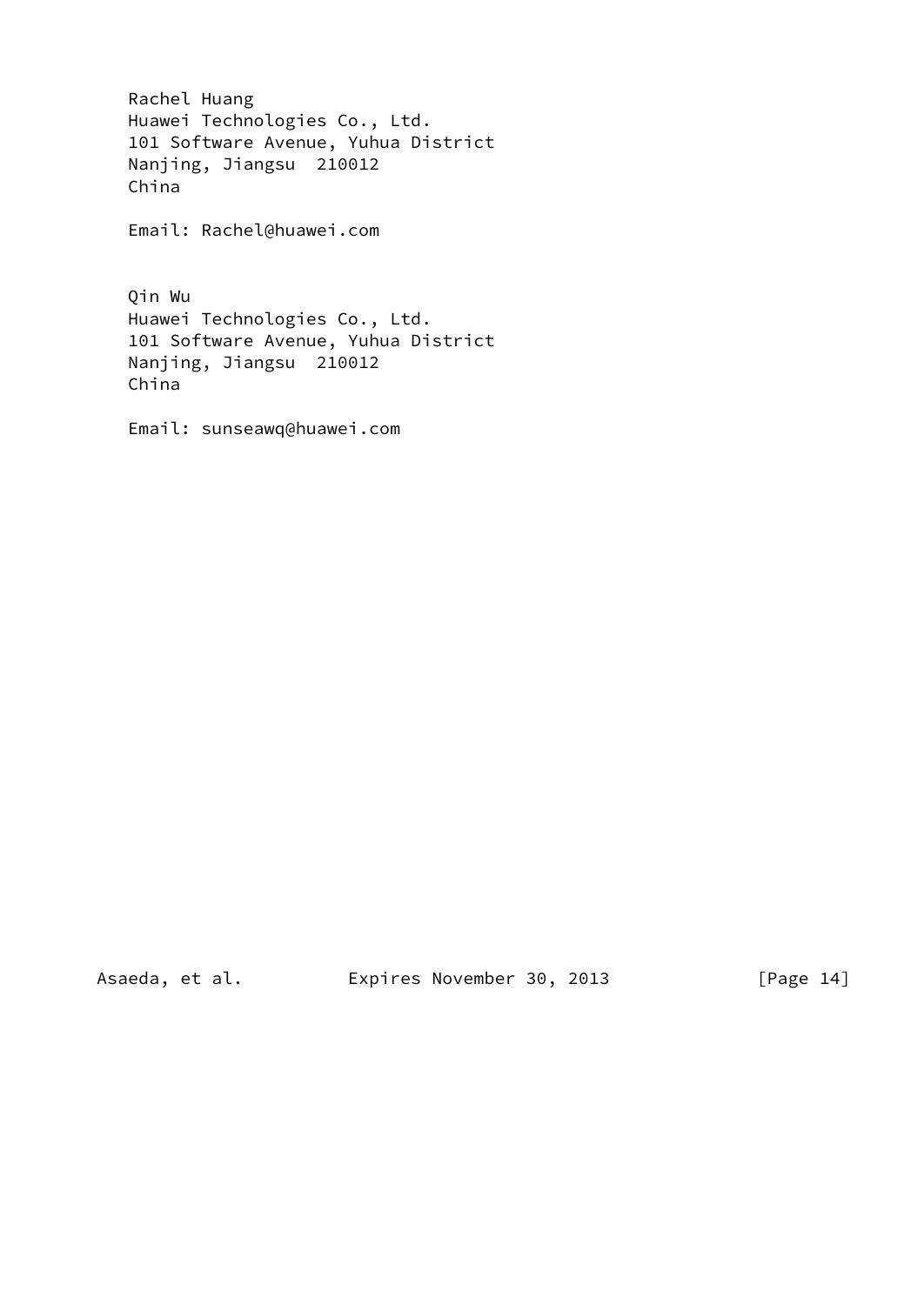Rachel Huang
Huawei Technologies Co., Ltd.
101 Software Avenue, Yuhua District
Nanjing, Jiangsu  210012
China

Email: Rachel@huawei.com

Qin Wu
Huawei Technologies Co., Ltd.
101 Software Avenue, Yuhua District
Nanjing, Jiangsu  210012
China

Email: sunseawq@huawei.com